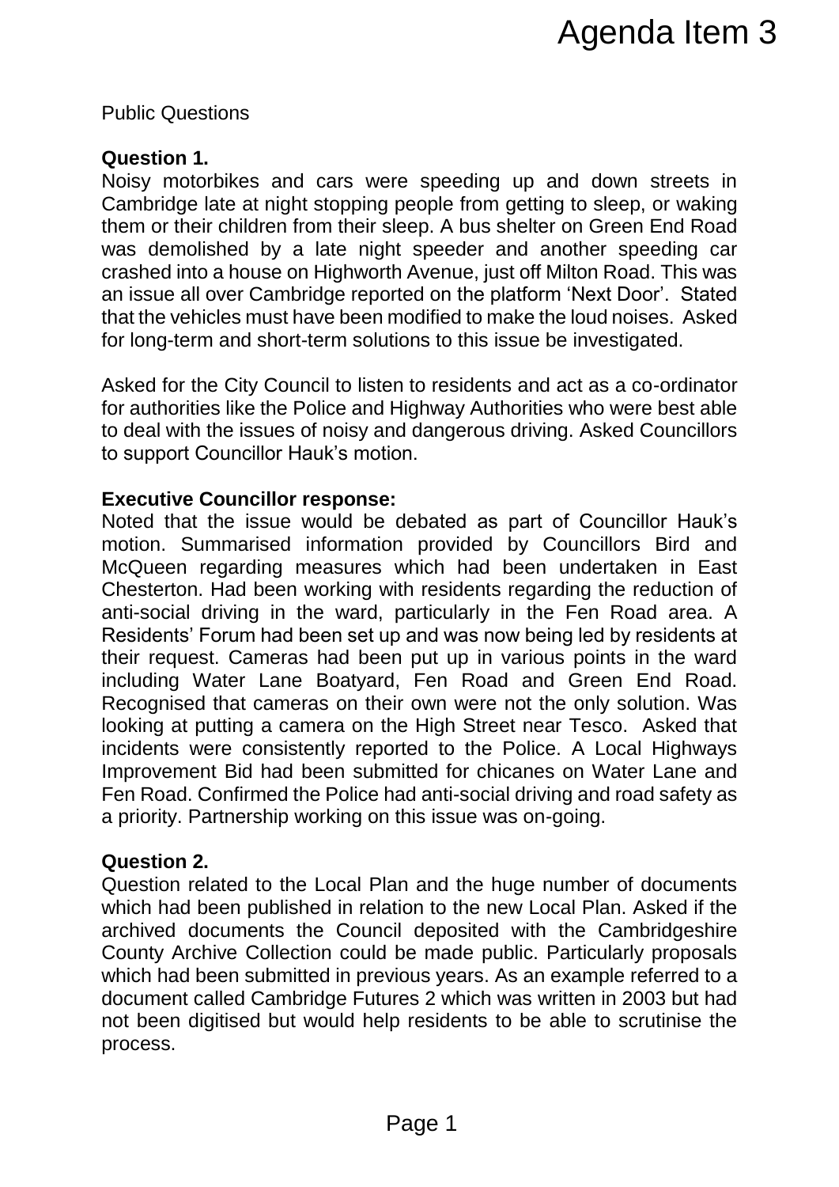# Agenda Item 3

Public Questions

**Question 1.**

Noisy motorbikes and cars were speeding up and down streets in Cambridge late at night stopping people from getting to sleep, or waking them or their children from their sleep. A bus shelter on Green End Road was demolished by a late night speeder and another speeding car crashed into a house on Highworth Avenue, just off Milton Road. This was an issue all over Cambridge reported on the platform 'Next Door'. Stated that the vehicles must have been modified to make the loud noises. Asked for long-term and short-term solutions to this issue be investigated.

Asked for the City Council to listen to residents and act as a co-ordinator for authorities like the Police and Highway Authorities who were best able to deal with the issues of noisy and dangerous driving. Asked Councillors to support Councillor Hauk's motion.

**Executive Councillor response:**

Noted that the issue would be debated as part of Councillor Hauk's motion. Summarised information provided by Councillors Bird and McQueen regarding measures which had been undertaken in East Chesterton. Had been working with residents regarding the reduction of anti-social driving in the ward, particularly in the Fen Road area. A Residents' Forum had been set up and was now being led by residents at their request. Cameras had been put up in various points in the ward including Water Lane Boatyard, Fen Road and Green End Road. Recognised that cameras on their own were not the only solution. Was looking at putting a camera on the High Street near Tesco. Asked that incidents were consistently reported to the Police. A Local Highways Improvement Bid had been submitted for chicanes on Water Lane and Fen Road. Confirmed the Police had anti-social driving and road safety as a priority. Partnership working on this issue was on-going.

**Question 2.**

Question related to the Local Plan and the huge number of documents which had been published in relation to the new Local Plan. Asked if the archived documents the Council deposited with the Cambridgeshire County Archive Collection could be made public. Particularly proposals which had been submitted in previous years. As an example referred to a document called Cambridge Futures 2 which was written in 2003 but had not been digitised but would help residents to be able to scrutinise the process.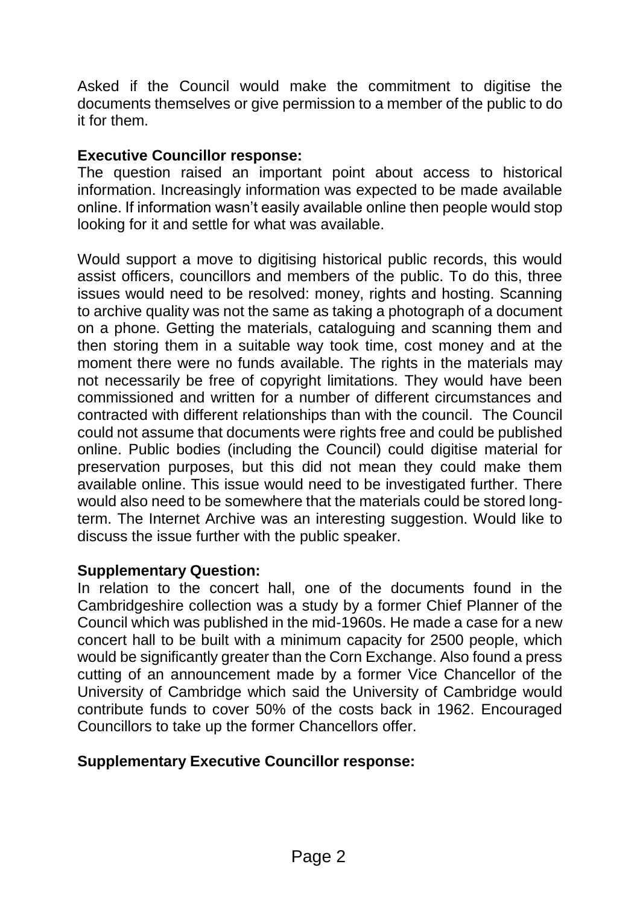Asked if the Council would make the commitment to digitise the documents themselves or give permission to a member of the public to do it for them.

**Executive Councillor response:**

The question raised an important point about access to historical information. Increasingly information was expected to be made available online. If information wasn't easily available online then people would stop looking for it and settle for what was available.

Would support a move to digitising historical public records, this would assist officers, councillors and members of the public. To do this, three issues would need to be resolved: money, rights and hosting. Scanning to archive quality was not the same as taking a photograph of a document on a phone. Getting the materials, cataloguing and scanning them and then storing them in a suitable way took time, cost money and at the moment there were no funds available. The rights in the materials may not necessarily be free of copyright limitations. They would have been commissioned and written for a number of different circumstances and contracted with different relationships than with the council. The Council could not assume that documents were rights free and could be published online. Public bodies (including the Council) could digitise material for preservation purposes, but this did not mean they could make them available online. This issue would need to be investigated further. There would also need to be somewhere that the materials could be stored long-term. The Internet Archive was an interesting suggestion. Would like to discuss the issue further with the public speaker.

**Supplementary Question:**

In relation to the concert hall, one of the documents found in the Cambridgeshire collection was a study by a former Chief Planner of the Council which was published in the mid-1960s. He made a case for a new concert hall to be built with a minimum capacity for 2500 people, which would be significantly greater than the Corn Exchange. Also found a press cutting of an announcement made by a former Vice Chancellor of the University of Cambridge which said the University of Cambridge would contribute funds to cover 50% of the costs back in 1962. Encouraged Councillors to take up the former Chancellors offer.

**Supplementary Executive Councillor response:**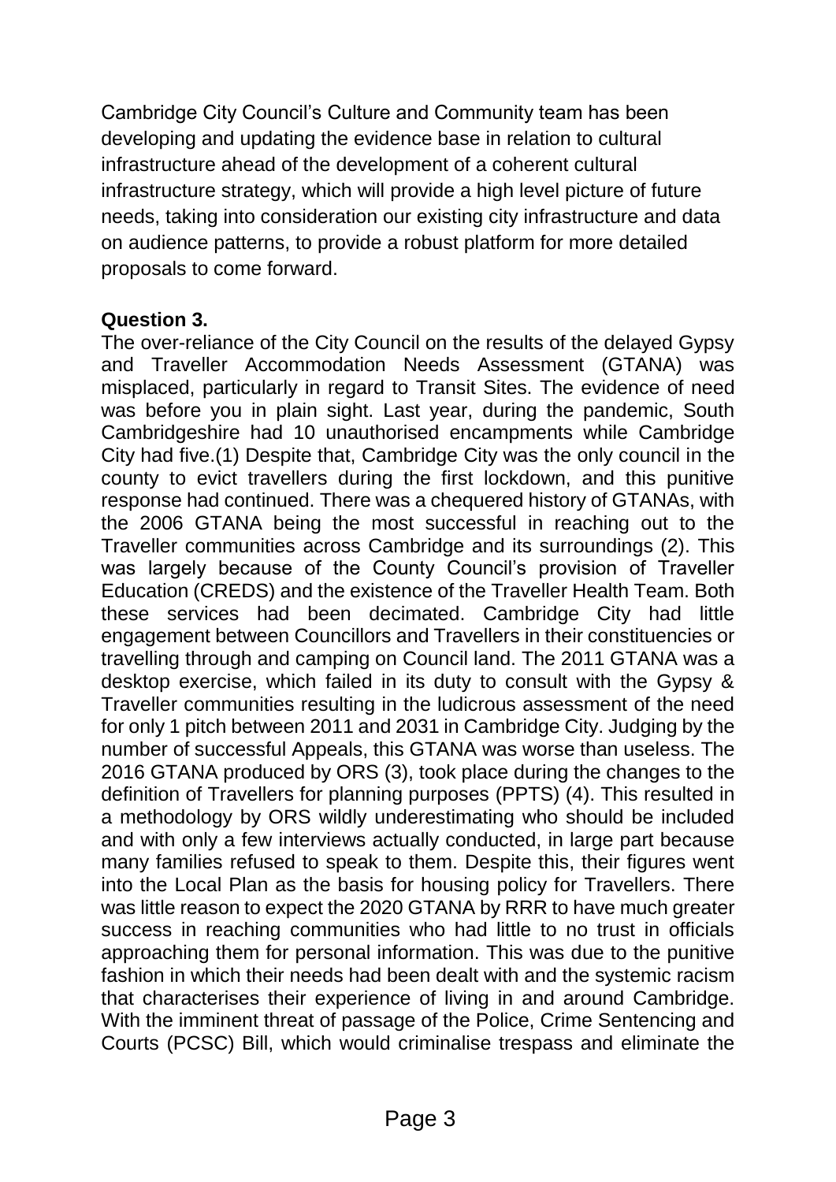Cambridge City Council's Culture and Community team has been developing and updating the evidence base in relation to cultural infrastructure ahead of the development of a coherent cultural infrastructure strategy, which will provide a high level picture of future needs, taking into consideration our existing city infrastructure and data on audience patterns, to provide a robust platform for more detailed proposals to come forward.

**Question 3.**

The over-reliance of the City Council on the results of the delayed Gypsy and Traveller Accommodation Needs Assessment (GTANA) was misplaced, particularly in regard to Transit Sites. The evidence of need was before you in plain sight. Last year, during the pandemic, South Cambridgeshire had 10 unauthorised encampments while Cambridge City had five.(1) Despite that, Cambridge City was the only council in the county to evict travellers during the first lockdown, and this punitive response had continued. There was a chequered history of GTANAs, with the 2006 GTANA being the most successful in reaching out to the Traveller communities across Cambridge and its surroundings (2). This was largely because of the County Council's provision of Traveller Education (CREDS) and the existence of the Traveller Health Team. Both these services had been decimated. Cambridge City had little engagement between Councillors and Travellers in their constituencies or travelling through and camping on Council land. The 2011 GTANA was a desktop exercise, which failed in its duty to consult with the Gypsy & Traveller communities resulting in the ludicrous assessment of the need for only 1 pitch between 2011 and 2031 in Cambridge City. Judging by the number of successful Appeals, this GTANA was worse than useless. The 2016 GTANA produced by ORS (3), took place during the changes to the definition of Travellers for planning purposes (PPTS) (4). This resulted in a methodology by ORS wildly underestimating who should be included and with only a few interviews actually conducted, in large part because many families refused to speak to them. Despite this, their figures went into the Local Plan as the basis for housing policy for Travellers. There was little reason to expect the 2020 GTANA by RRR to have much greater success in reaching communities who had little to no trust in officials approaching them for personal information. This was due to the punitive fashion in which their needs had been dealt with and the systemic racism that characterises their experience of living in and around Cambridge. With the imminent threat of passage of the Police, Crime Sentencing and Courts (PCSC) Bill, which would criminalise trespass and eliminate the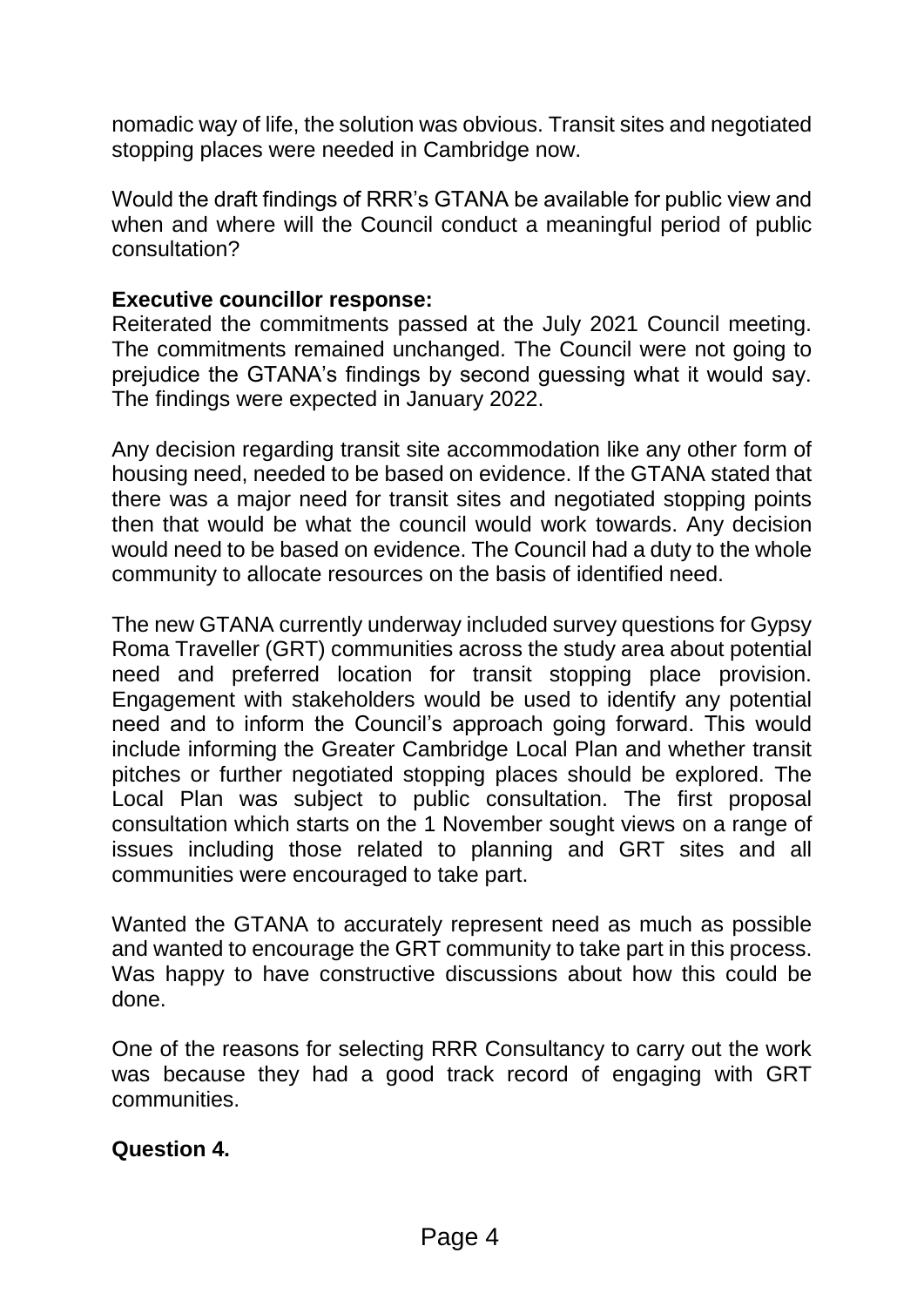nomadic way of life, the solution was obvious. Transit sites and negotiated stopping places were needed in Cambridge now.

Would the draft findings of RRR's GTANA be available for public view and when and where will the Council conduct a meaningful period of public consultation?

**Executive councillor response:**
Reiterated the commitments passed at the July 2021 Council meeting. The commitments remained unchanged. The Council were not going to prejudice the GTANA's findings by second guessing what it would say. The findings were expected in January 2022.

Any decision regarding transit site accommodation like any other form of housing need, needed to be based on evidence. If the GTANA stated that there was a major need for transit sites and negotiated stopping points then that would be what the council would work towards. Any decision would need to be based on evidence. The Council had a duty to the whole community to allocate resources on the basis of identified need.

The new GTANA currently underway included survey questions for Gypsy Roma Traveller (GRT) communities across the study area about potential need and preferred location for transit stopping place provision. Engagement with stakeholders would be used to identify any potential need and to inform the Council's approach going forward. This would include informing the Greater Cambridge Local Plan and whether transit pitches or further negotiated stopping places should be explored. The Local Plan was subject to public consultation. The first proposal consultation which starts on the 1 November sought views on a range of issues including those related to planning and GRT sites and all communities were encouraged to take part.

Wanted the GTANA to accurately represent need as much as possible and wanted to encourage the GRT community to take part in this process. Was happy to have constructive discussions about how this could be done.

One of the reasons for selecting RRR Consultancy to carry out the work was because they had a good track record of engaging with GRT communities.

**Question 4.**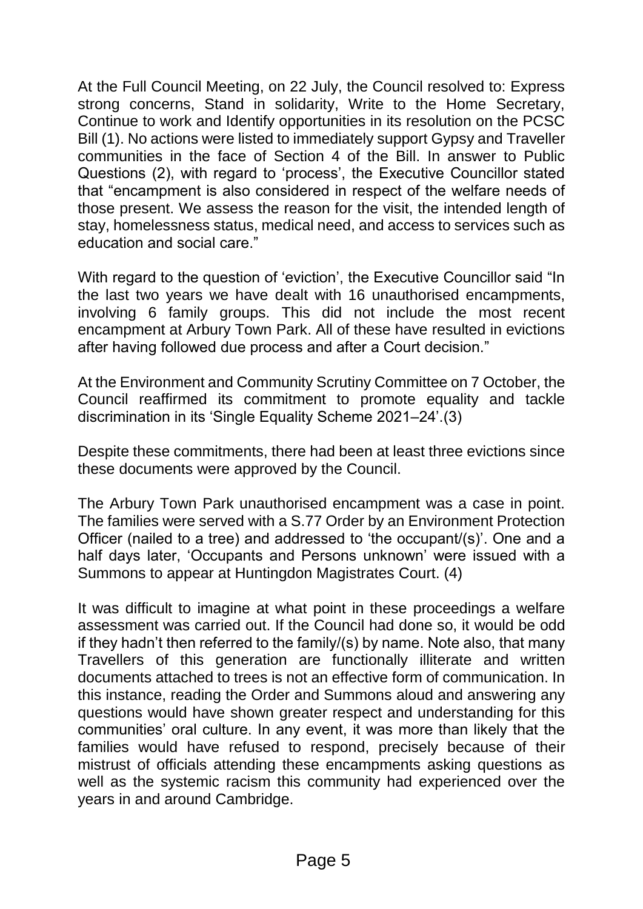At the Full Council Meeting, on 22 July, the Council resolved to: Express strong concerns, Stand in solidarity, Write to the Home Secretary, Continue to work and Identify opportunities in its resolution on the PCSC Bill (1). No actions were listed to immediately support Gypsy and Traveller communities in the face of Section 4 of the Bill. In answer to Public Questions (2), with regard to 'process', the Executive Councillor stated that "encampment is also considered in respect of the welfare needs of those present. We assess the reason for the visit, the intended length of stay, homelessness status, medical need, and access to services such as education and social care."

With regard to the question of 'eviction', the Executive Councillor said "In the last two years we have dealt with 16 unauthorised encampments, involving 6 family groups. This did not include the most recent encampment at Arbury Town Park. All of these have resulted in evictions after having followed due process and after a Court decision."

At the Environment and Community Scrutiny Committee on 7 October, the Council reaffirmed its commitment to promote equality and tackle discrimination in its 'Single Equality Scheme 2021–24'.(3)

Despite these commitments, there had been at least three evictions since these documents were approved by the Council.

The Arbury Town Park unauthorised encampment was a case in point. The families were served with a S.77 Order by an Environment Protection Officer (nailed to a tree) and addressed to 'the occupant/(s)'. One and a half days later, 'Occupants and Persons unknown' were issued with a Summons to appear at Huntingdon Magistrates Court. (4)

It was difficult to imagine at what point in these proceedings a welfare assessment was carried out. If the Council had done so, it would be odd if they hadn't then referred to the family/(s) by name. Note also, that many Travellers of this generation are functionally illiterate and written documents attached to trees is not an effective form of communication. In this instance, reading the Order and Summons aloud and answering any questions would have shown greater respect and understanding for this communities' oral culture. In any event, it was more than likely that the families would have refused to respond, precisely because of their mistrust of officials attending these encampments asking questions as well as the systemic racism this community had experienced over the years in and around Cambridge.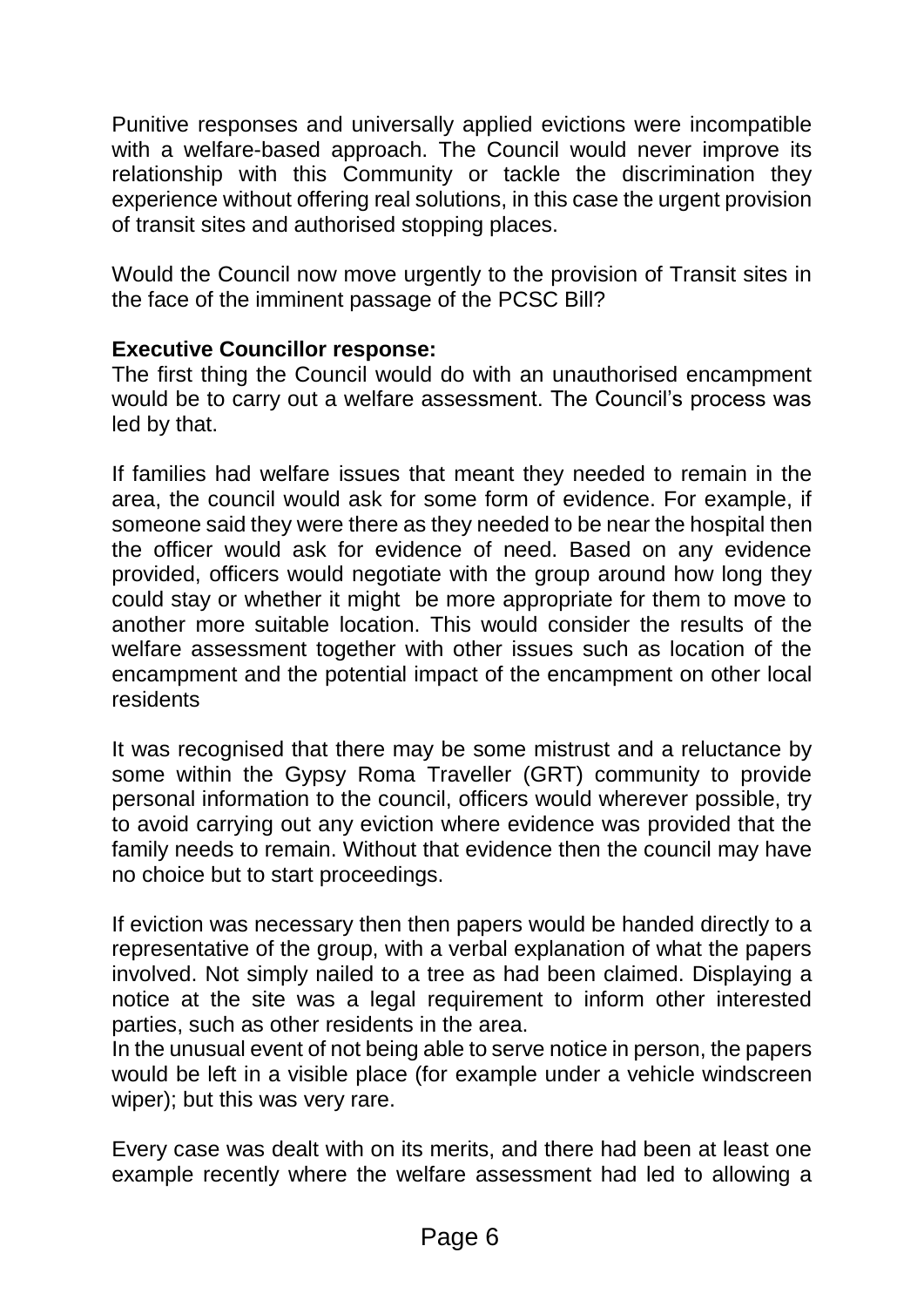Punitive responses and universally applied evictions were incompatible with a welfare-based approach. The Council would never improve its relationship with this Community or tackle the discrimination they experience without offering real solutions, in this case the urgent provision of transit sites and authorised stopping places.

Would the Council now move urgently to the provision of Transit sites in the face of the imminent passage of the PCSC Bill?

**Executive Councillor response:**
The first thing the Council would do with an unauthorised encampment would be to carry out a welfare assessment. The Council's process was led by that.

If families had welfare issues that meant they needed to remain in the area, the council would ask for some form of evidence. For example, if someone said they were there as they needed to be near the hospital then the officer would ask for evidence of need. Based on any evidence provided, officers would negotiate with the group around how long they could stay or whether it might be more appropriate for them to move to another more suitable location. This would consider the results of the welfare assessment together with other issues such as location of the encampment and the potential impact of the encampment on other local residents

It was recognised that there may be some mistrust and a reluctance by some within the Gypsy Roma Traveller (GRT) community to provide personal information to the council, officers would wherever possible, try to avoid carrying out any eviction where evidence was provided that the family needs to remain. Without that evidence then the council may have no choice but to start proceedings.

If eviction was necessary then then papers would be handed directly to a representative of the group, with a verbal explanation of what the papers involved. Not simply nailed to a tree as had been claimed. Displaying a notice at the site was a legal requirement to inform other interested parties, such as other residents in the area.
In the unusual event of not being able to serve notice in person, the papers would be left in a visible place (for example under a vehicle windscreen wiper); but this was very rare.

Every case was dealt with on its merits, and there had been at least one example recently where the welfare assessment had led to allowing a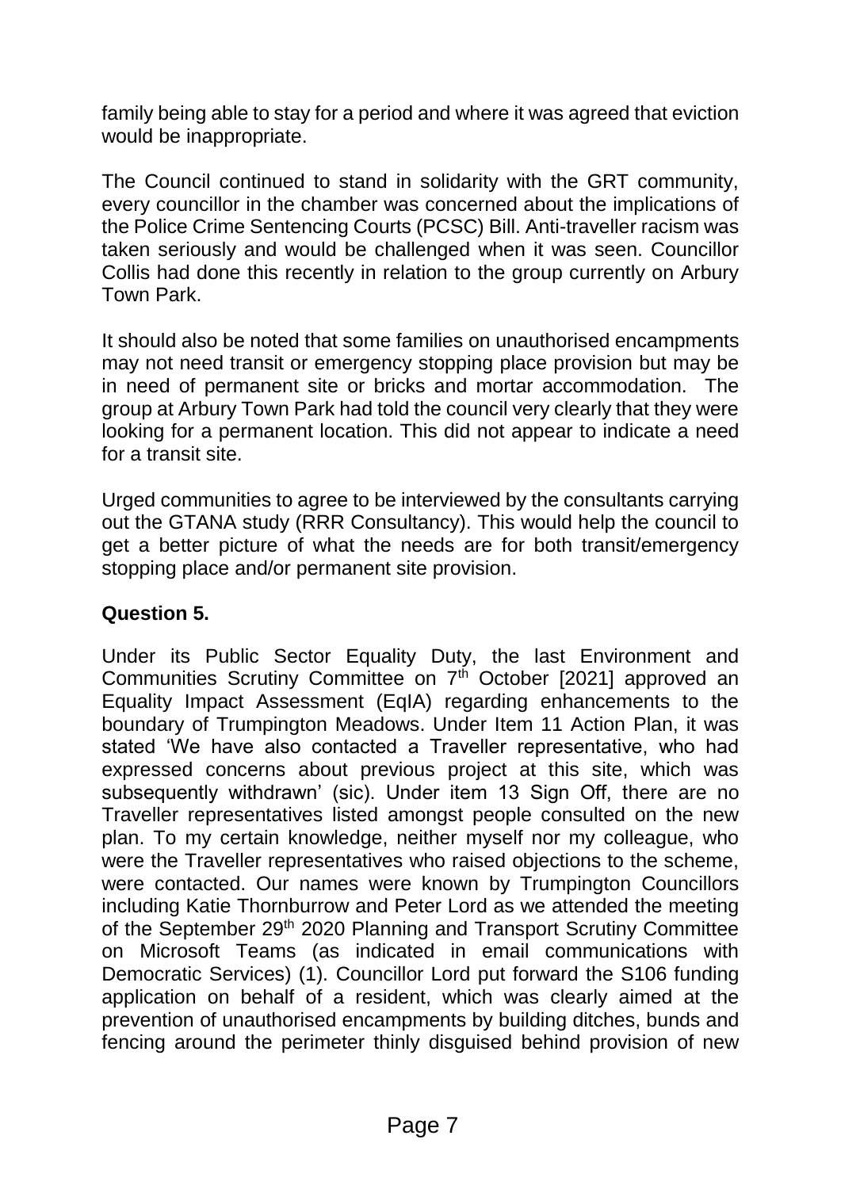family being able to stay for a period and where it was agreed that eviction would be inappropriate.

The Council continued to stand in solidarity with the GRT community, every councillor in the chamber was concerned about the implications of the Police Crime Sentencing Courts (PCSC) Bill. Anti-traveller racism was taken seriously and would be challenged when it was seen. Councillor Collis had done this recently in relation to the group currently on Arbury Town Park.

It should also be noted that some families on unauthorised encampments may not need transit or emergency stopping place provision but may be in need of permanent site or bricks and mortar accommodation. The group at Arbury Town Park had told the council very clearly that they were looking for a permanent location. This did not appear to indicate a need for a transit site.

Urged communities to agree to be interviewed by the consultants carrying out the GTANA study (RRR Consultancy). This would help the council to get a better picture of what the needs are for both transit/emergency stopping place and/or permanent site provision.

**Question 5.**

Under its Public Sector Equality Duty, the last Environment and Communities Scrutiny Committee on 7th October [2021] approved an Equality Impact Assessment (EqIA) regarding enhancements to the boundary of Trumpington Meadows. Under Item 11 Action Plan, it was stated 'We have also contacted a Traveller representative, who had expressed concerns about previous project at this site, which was subsequently withdrawn' (sic). Under item 13 Sign Off, there are no Traveller representatives listed amongst people consulted on the new plan. To my certain knowledge, neither myself nor my colleague, who were the Traveller representatives who raised objections to the scheme, were contacted. Our names were known by Trumpington Councillors including Katie Thornburrow and Peter Lord as we attended the meeting of the September 29th 2020 Planning and Transport Scrutiny Committee on Microsoft Teams (as indicated in email communications with Democratic Services) (1). Councillor Lord put forward the S106 funding application on behalf of a resident, which was clearly aimed at the prevention of unauthorised encampments by building ditches, bunds and fencing around the perimeter thinly disguised behind provision of new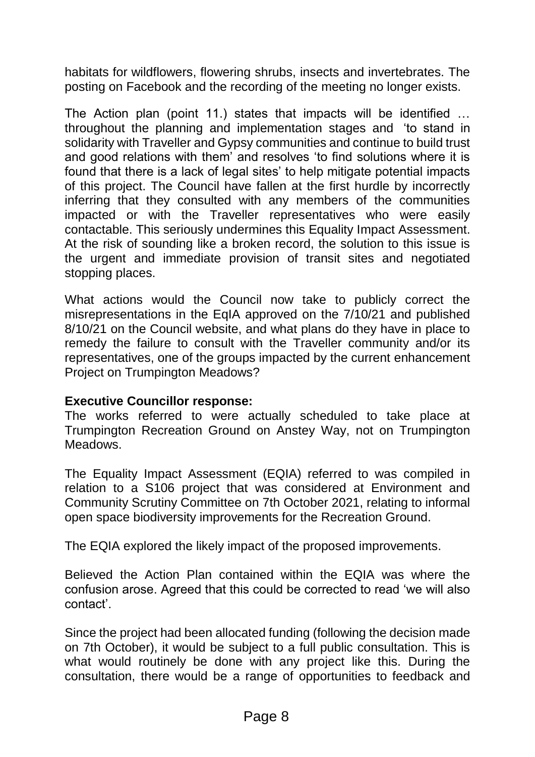habitats for wildflowers, flowering shrubs, insects and invertebrates. The posting on Facebook and the recording of the meeting no longer exists.

The Action plan (point 11.) states that impacts will be identified … throughout the planning and implementation stages and 'to stand in solidarity with Traveller and Gypsy communities and continue to build trust and good relations with them' and resolves 'to find solutions where it is found that there is a lack of legal sites' to help mitigate potential impacts of this project. The Council have fallen at the first hurdle by incorrectly inferring that they consulted with any members of the communities impacted or with the Traveller representatives who were easily contactable. This seriously undermines this Equality Impact Assessment. At the risk of sounding like a broken record, the solution to this issue is the urgent and immediate provision of transit sites and negotiated stopping places.

What actions would the Council now take to publicly correct the misrepresentations in the EqIA approved on the 7/10/21 and published 8/10/21 on the Council website, and what plans do they have in place to remedy the failure to consult with the Traveller community and/or its representatives, one of the groups impacted by the current enhancement Project on Trumpington Meadows?

**Executive Councillor response:**

The works referred to were actually scheduled to take place at Trumpington Recreation Ground on Anstey Way, not on Trumpington Meadows.

The Equality Impact Assessment (EQIA) referred to was compiled in relation to a S106 project that was considered at Environment and Community Scrutiny Committee on 7th October 2021, relating to informal open space biodiversity improvements for the Recreation Ground.

The EQIA explored the likely impact of the proposed improvements.

Believed the Action Plan contained within the EQIA was where the confusion arose. Agreed that this could be corrected to read 'we will also contact'.

Since the project had been allocated funding (following the decision made on 7th October), it would be subject to a full public consultation. This is what would routinely be done with any project like this. During the consultation, there would be a range of opportunities to feedback and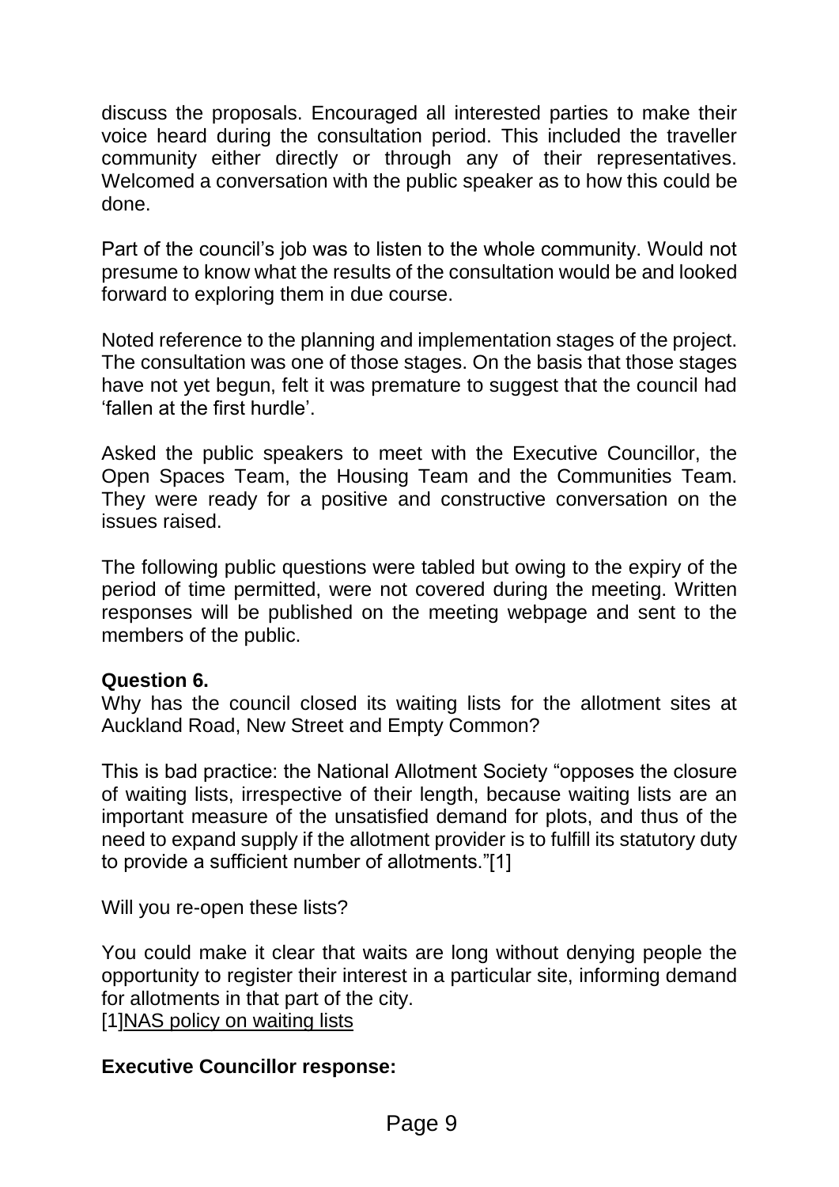discuss the proposals. Encouraged all interested parties to make their voice heard during the consultation period. This included the traveller community either directly or through any of their representatives. Welcomed a conversation with the public speaker as to how this could be done.

Part of the council's job was to listen to the whole community. Would not presume to know what the results of the consultation would be and looked forward to exploring them in due course.

Noted reference to the planning and implementation stages of the project. The consultation was one of those stages. On the basis that those stages have not yet begun, felt it was premature to suggest that the council had 'fallen at the first hurdle'.

Asked the public speakers to meet with the Executive Councillor, the Open Spaces Team, the Housing Team and the Communities Team. They were ready for a positive and constructive conversation on the issues raised.

The following public questions were tabled but owing to the expiry of the period of time permitted, were not covered during the meeting. Written responses will be published on the meeting webpage and sent to the members of the public.

**Question 6.**
Why has the council closed its waiting lists for the allotment sites at Auckland Road, New Street and Empty Common?

This is bad practice: the National Allotment Society "opposes the closure of waiting lists, irrespective of their length, because waiting lists are an important measure of the unsatisfied demand for plots, and thus of the need to expand supply if the allotment provider is to fulfill its statutory duty to provide a sufficient number of allotments."[1]

Will you re-open these lists?

You could make it clear that waits are long without denying people the opportunity to register their interest in a particular site, informing demand for allotments in that part of the city.
[1]NAS policy on waiting lists

**Executive Councillor response:**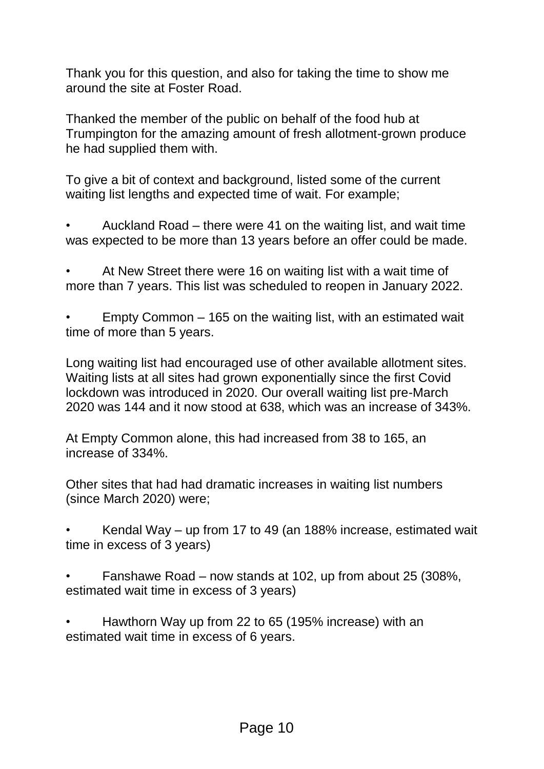Thank you for this question, and also for taking the time to show me around the site at Foster Road.

Thanked the member of the public on behalf of the food hub at Trumpington for the amazing amount of fresh allotment-grown produce he had supplied them with.

To give a bit of context and background, listed some of the current waiting list lengths and expected time of wait. For example;

- Auckland Road – there were 41 on the waiting list, and wait time was expected to be more than 13 years before an offer could be made.
- At New Street there were 16 on waiting list with a wait time of more than 7 years. This list was scheduled to reopen in January 2022.
- Empty Common – 165 on the waiting list, with an estimated wait time of more than 5 years.

Long waiting list had encouraged use of other available allotment sites. Waiting lists at all sites had grown exponentially since the first Covid lockdown was introduced in 2020. Our overall waiting list pre-March 2020 was 144 and it now stood at 638, which was an increase of 343%.

At Empty Common alone, this had increased from 38 to 165, an increase of 334%.

Other sites that had had dramatic increases in waiting list numbers (since March 2020) were;

- Kendal Way – up from 17 to 49 (an 188% increase, estimated wait time in excess of 3 years)
- Fanshawe Road – now stands at 102, up from about 25 (308%, estimated wait time in excess of 3 years)
- Hawthorn Way up from 22 to 65 (195% increase) with an estimated wait time in excess of 6 years.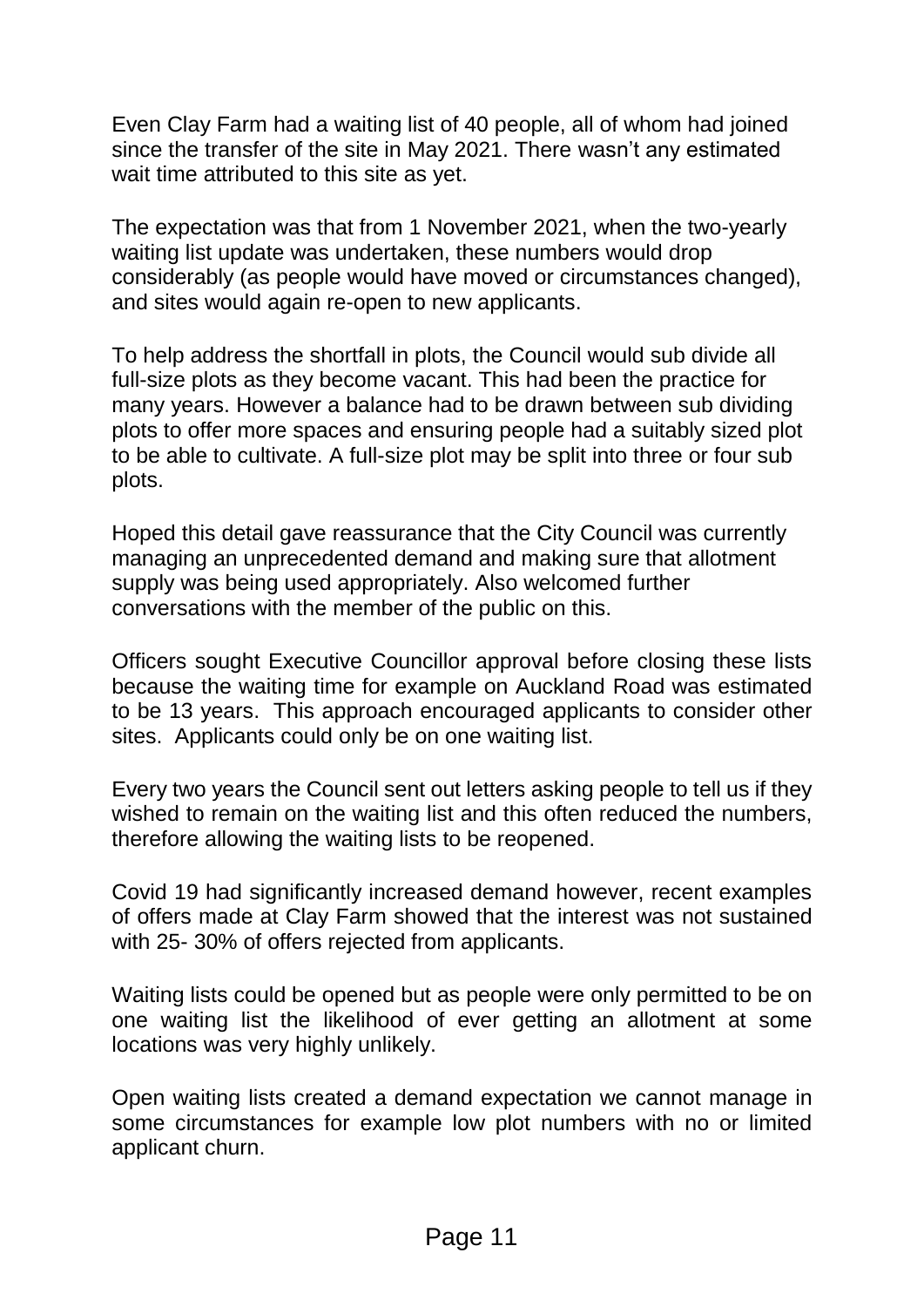Even Clay Farm had a waiting list of 40 people, all of whom had joined since the transfer of the site in May 2021. There wasn't any estimated wait time attributed to this site as yet.

The expectation was that from 1 November 2021, when the two-yearly waiting list update was undertaken, these numbers would drop considerably (as people would have moved or circumstances changed), and sites would again re-open to new applicants.

To help address the shortfall in plots, the Council would sub divide all full-size plots as they become vacant. This had been the practice for many years. However a balance had to be drawn between sub dividing plots to offer more spaces and ensuring people had a suitably sized plot to be able to cultivate. A full-size plot may be split into three or four sub plots.

Hoped this detail gave reassurance that the City Council was currently managing an unprecedented demand and making sure that allotment supply was being used appropriately. Also welcomed further conversations with the member of the public on this.

Officers sought Executive Councillor approval before closing these lists because the waiting time for example on Auckland Road was estimated to be 13 years. This approach encouraged applicants to consider other sites. Applicants could only be on one waiting list.

Every two years the Council sent out letters asking people to tell us if they wished to remain on the waiting list and this often reduced the numbers, therefore allowing the waiting lists to be reopened.

Covid 19 had significantly increased demand however, recent examples of offers made at Clay Farm showed that the interest was not sustained with 25- 30% of offers rejected from applicants.

Waiting lists could be opened but as people were only permitted to be on one waiting list the likelihood of ever getting an allotment at some locations was very highly unlikely.

Open waiting lists created a demand expectation we cannot manage in some circumstances for example low plot numbers with no or limited applicant churn.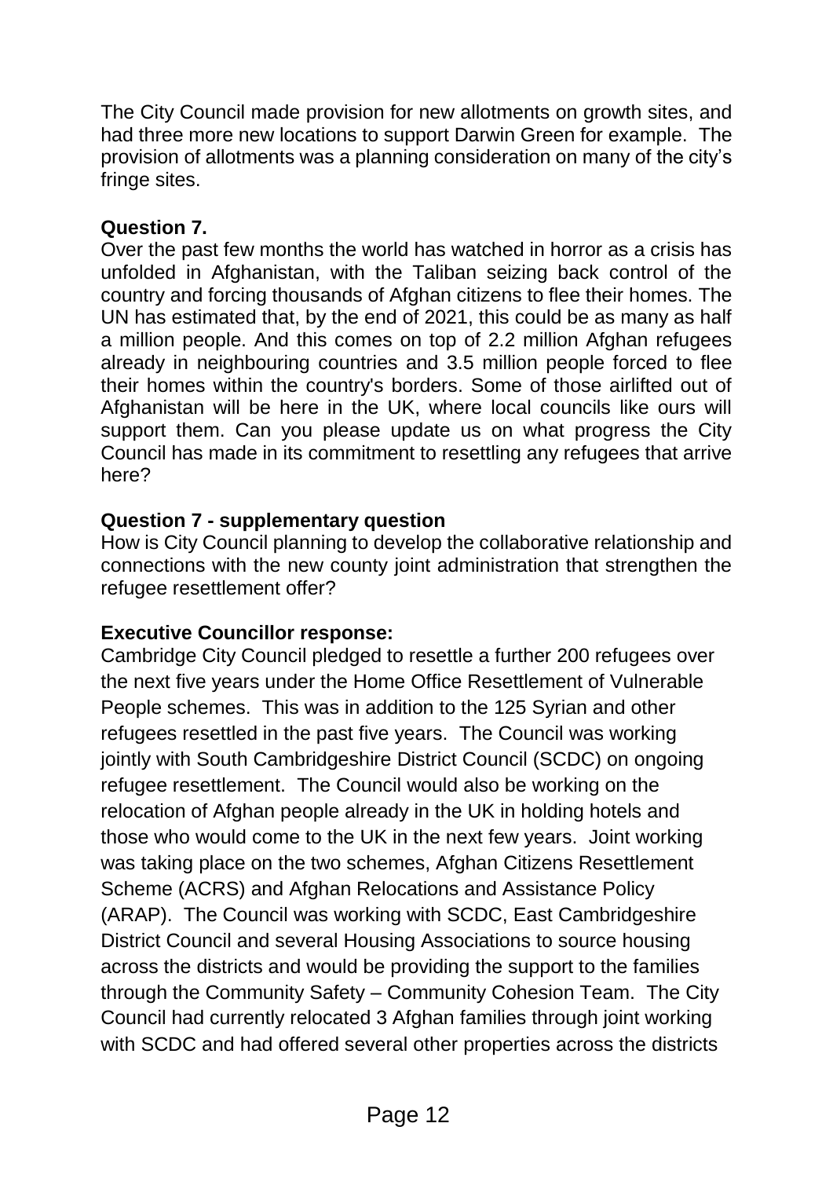The City Council made provision for new allotments on growth sites, and had three more new locations to support Darwin Green for example. The provision of allotments was a planning consideration on many of the city's fringe sites.

**Question 7.**

Over the past few months the world has watched in horror as a crisis has unfolded in Afghanistan, with the Taliban seizing back control of the country and forcing thousands of Afghan citizens to flee their homes. The UN has estimated that, by the end of 2021, this could be as many as half a million people. And this comes on top of 2.2 million Afghan refugees already in neighbouring countries and 3.5 million people forced to flee their homes within the country's borders. Some of those airlifted out of Afghanistan will be here in the UK, where local councils like ours will support them. Can you please update us on what progress the City Council has made in its commitment to resettling any refugees that arrive here?

**Question 7 - supplementary question**

How is City Council planning to develop the collaborative relationship and connections with the new county joint administration that strengthen the refugee resettlement offer?

**Executive Councillor response:**

Cambridge City Council pledged to resettle a further 200 refugees over the next five years under the Home Office Resettlement of Vulnerable People schemes. This was in addition to the 125 Syrian and other refugees resettled in the past five years. The Council was working jointly with South Cambridgeshire District Council (SCDC) on ongoing refugee resettlement. The Council would also be working on the relocation of Afghan people already in the UK in holding hotels and those who would come to the UK in the next few years. Joint working was taking place on the two schemes, Afghan Citizens Resettlement Scheme (ACRS) and Afghan Relocations and Assistance Policy (ARAP). The Council was working with SCDC, East Cambridgeshire District Council and several Housing Associations to source housing across the districts and would be providing the support to the families through the Community Safety – Community Cohesion Team. The City Council had currently relocated 3 Afghan families through joint working with SCDC and had offered several other properties across the districts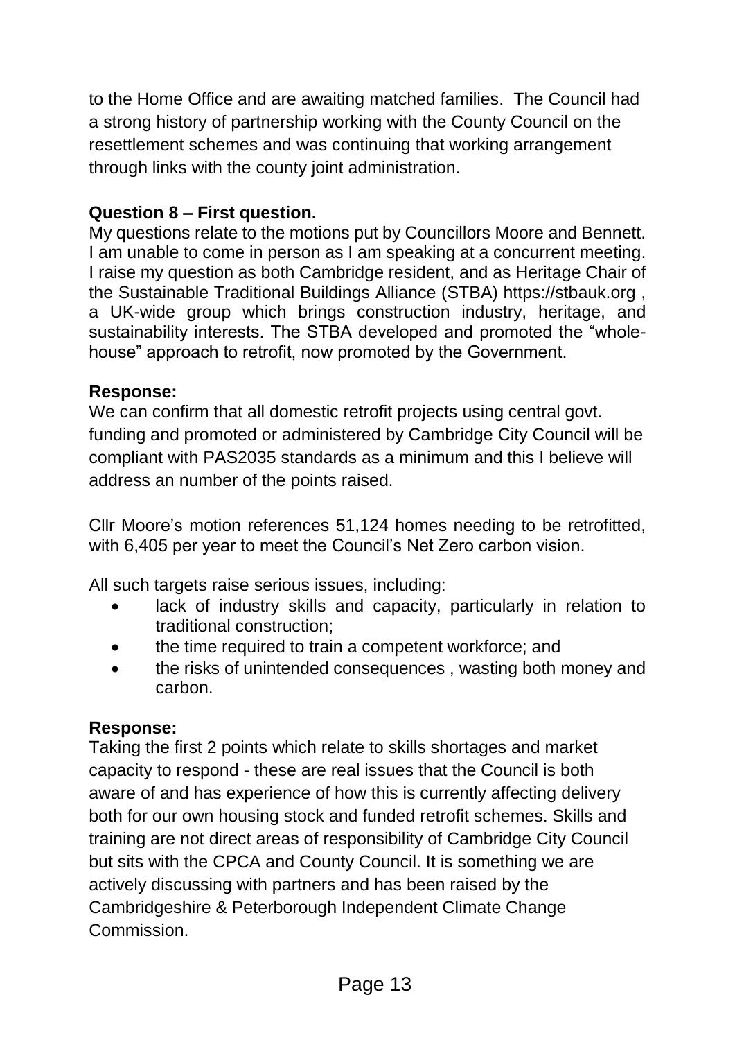to the Home Office and are awaiting matched families. The Council had a strong history of partnership working with the County Council on the resettlement schemes and was continuing that working arrangement through links with the county joint administration.

**Question 8 – First question.**

My questions relate to the motions put by Councillors Moore and Bennett. I am unable to come in person as I am speaking at a concurrent meeting. I raise my question as both Cambridge resident, and as Heritage Chair of the Sustainable Traditional Buildings Alliance (STBA) https://stbauk.org , a UK-wide group which brings construction industry, heritage, and sustainability interests. The STBA developed and promoted the "whole-house" approach to retrofit, now promoted by the Government.

**Response:**

We can confirm that all domestic retrofit projects using central govt. funding and promoted or administered by Cambridge City Council will be compliant with PAS2035 standards as a minimum and this I believe will address an number of the points raised.

Cllr Moore's motion references 51,124 homes needing to be retrofitted, with 6,405 per year to meet the Council's Net Zero carbon vision.

All such targets raise serious issues, including:

- lack of industry skills and capacity, particularly in relation to traditional construction;
- the time required to train a competent workforce; and
- the risks of unintended consequences , wasting both money and carbon.

**Response:**

Taking the first 2 points which relate to skills shortages and market capacity to respond - these are real issues that the Council is both aware of and has experience of how this is currently affecting delivery both for our own housing stock and funded retrofit schemes. Skills and training are not direct areas of responsibility of Cambridge City Council but sits with the CPCA and County Council. It is something we are actively discussing with partners and has been raised by the Cambridgeshire & Peterborough Independent Climate Change Commission.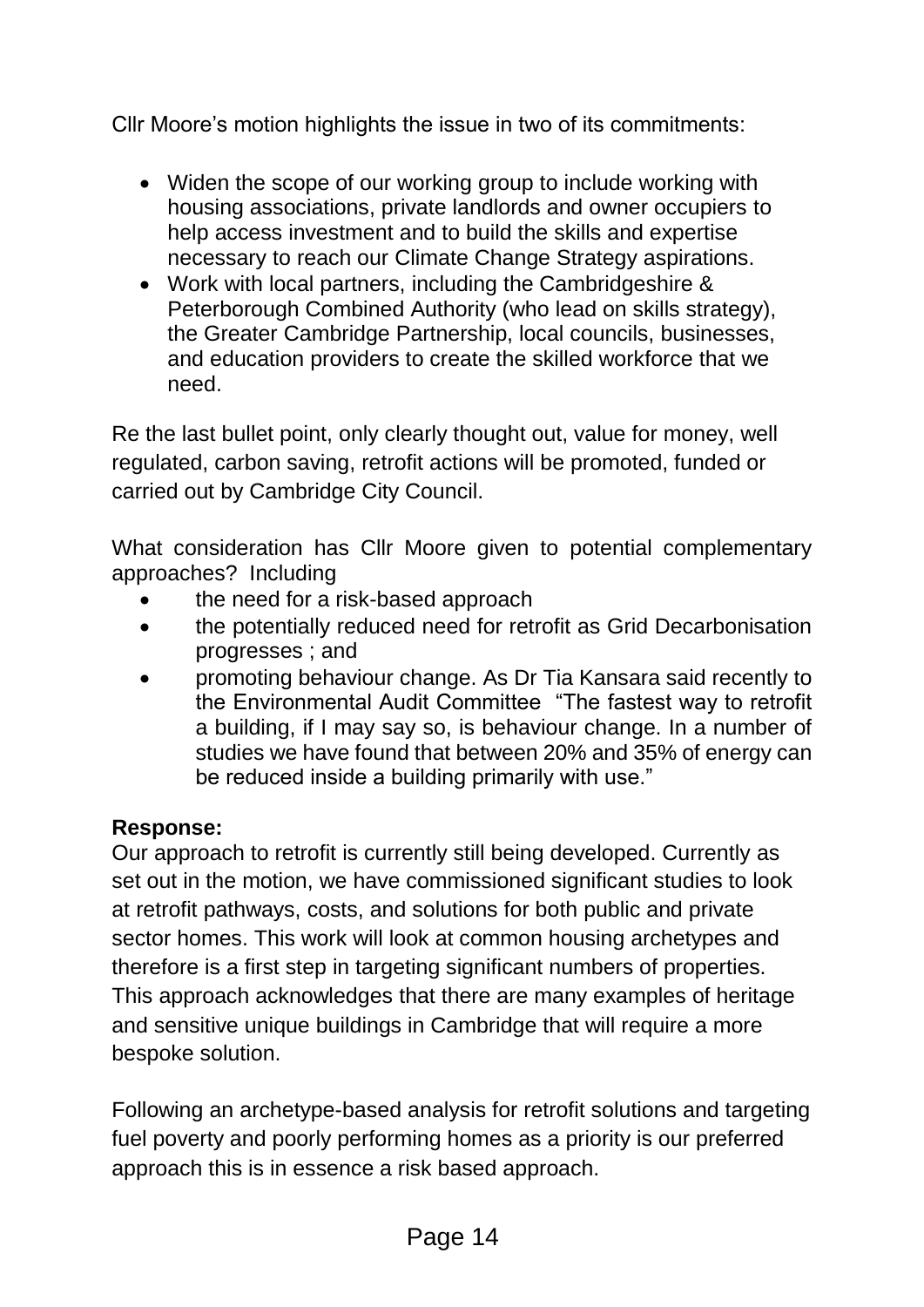Cllr Moore's motion highlights the issue in two of its commitments:

- Widen the scope of our working group to include working with housing associations, private landlords and owner occupiers to help access investment and to build the skills and expertise necessary to reach our Climate Change Strategy aspirations.
- Work with local partners, including the Cambridgeshire & Peterborough Combined Authority (who lead on skills strategy), the Greater Cambridge Partnership, local councils, businesses, and education providers to create the skilled workforce that we need.

Re the last bullet point, only clearly thought out, value for money, well regulated, carbon saving, retrofit actions will be promoted, funded or carried out by Cambridge City Council.

What consideration has Cllr Moore given to potential complementary approaches? Including

- the need for a risk-based approach
- the potentially reduced need for retrofit as Grid Decarbonisation progresses ; and
- promoting behaviour change. As Dr Tia Kansara said recently to the Environmental Audit Committee "The fastest way to retrofit a building, if I may say so, is behaviour change. In a number of studies we have found that between 20% and 35% of energy can be reduced inside a building primarily with use."

**Response:**

Our approach to retrofit is currently still being developed. Currently as set out in the motion, we have commissioned significant studies to look at retrofit pathways, costs, and solutions for both public and private sector homes. This work will look at common housing archetypes and therefore is a first step in targeting significant numbers of properties. This approach acknowledges that there are many examples of heritage and sensitive unique buildings in Cambridge that will require a more bespoke solution.

Following an archetype-based analysis for retrofit solutions and targeting fuel poverty and poorly performing homes as a priority is our preferred approach this is in essence a risk based approach.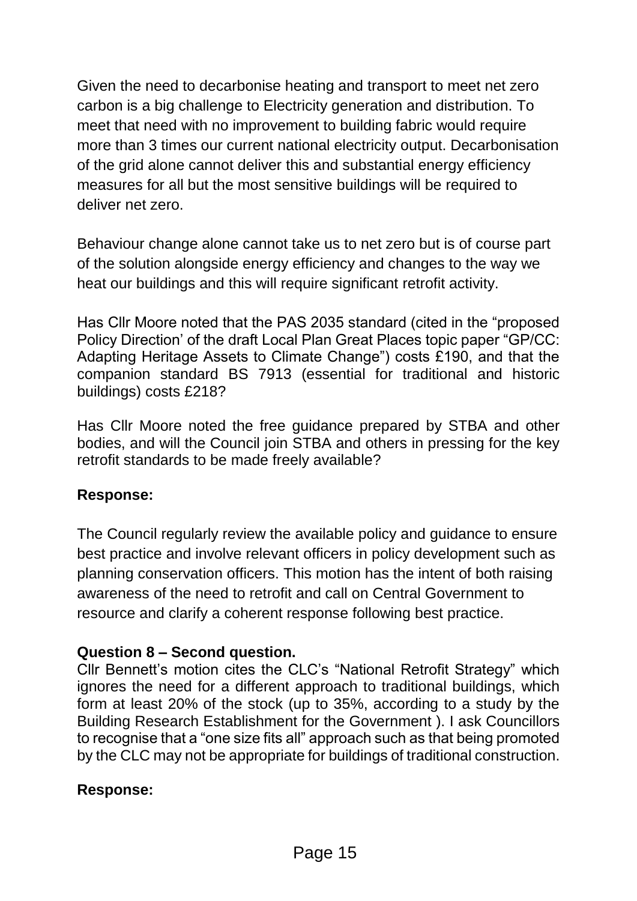Given the need to decarbonise heating and transport to meet net zero carbon is a big challenge to Electricity generation and distribution. To meet that need with no improvement to building fabric would require more than 3 times our current national electricity output. Decarbonisation of the grid alone cannot deliver this and substantial energy efficiency measures for all but the most sensitive buildings will be required to deliver net zero.

Behaviour change alone cannot take us to net zero but is of course part of the solution alongside energy efficiency and changes to the way we heat our buildings and this will require significant retrofit activity.

Has Cllr Moore noted that the PAS 2035 standard (cited in the "proposed Policy Direction' of the draft Local Plan Great Places topic paper "GP/CC: Adapting Heritage Assets to Climate Change") costs £190, and that the companion standard BS 7913 (essential for traditional and historic buildings) costs £218?

Has Cllr Moore noted the free guidance prepared by STBA and other bodies, and will the Council join STBA and others in pressing for the key retrofit standards to be made freely available?

**Response:**

The Council regularly review the available policy and guidance to ensure best practice and involve relevant officers in policy development such as planning conservation officers. This motion has the intent of both raising awareness of the need to retrofit and call on Central Government to resource and clarify a coherent response following best practice.

**Question 8 – Second question.**

Cllr Bennett's motion cites the CLC's "National Retrofit Strategy" which ignores the need for a different approach to traditional buildings, which form at least 20% of the stock (up to 35%, according to a study by the Building Research Establishment for the Government ). I ask Councillors to recognise that a "one size fits all" approach such as that being promoted by the CLC may not be appropriate for buildings of traditional construction.

**Response:**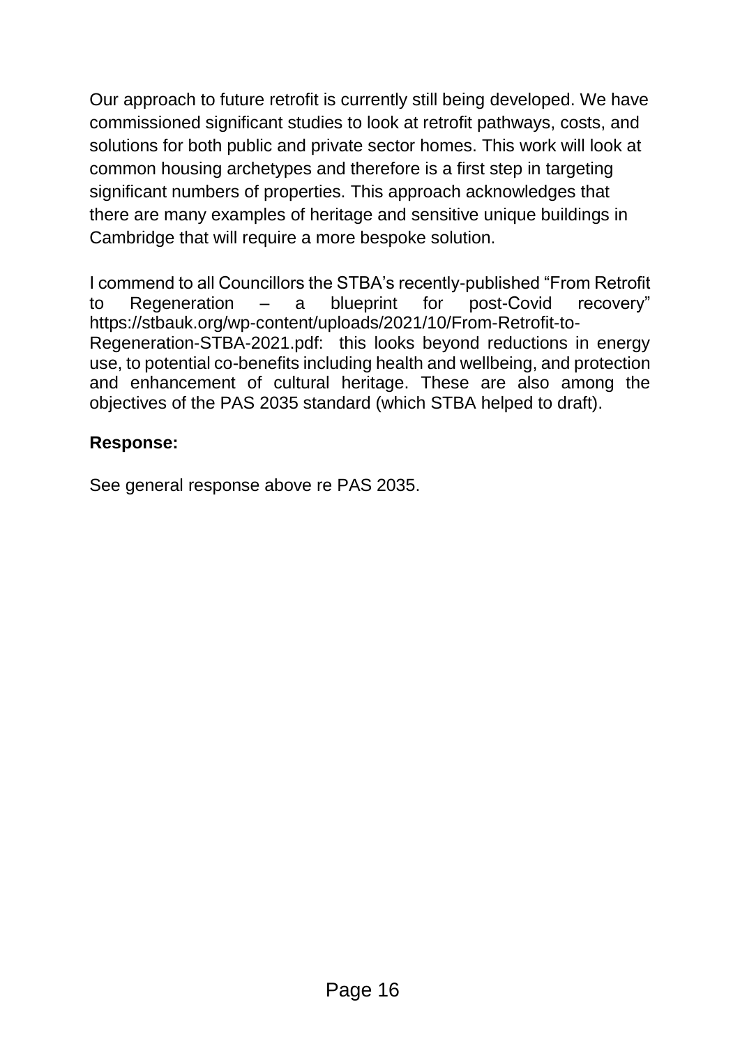Our approach to future retrofit is currently still being developed. We have commissioned significant studies to look at retrofit pathways, costs, and solutions for both public and private sector homes. This work will look at common housing archetypes and therefore is a first step in targeting significant numbers of properties. This approach acknowledges that there are many examples of heritage and sensitive unique buildings in Cambridge that will require a more bespoke solution.

I commend to all Councillors the STBA's recently-published "From Retrofit to Regeneration – a blueprint for post-Covid recovery" https://stbauk.org/wp-content/uploads/2021/10/From-Retrofit-to-Regeneration-STBA-2021.pdf: this looks beyond reductions in energy use, to potential co-benefits including health and wellbeing, and protection and enhancement of cultural heritage. These are also among the objectives of the PAS 2035 standard (which STBA helped to draft).

**Response:**

See general response above re PAS 2035.